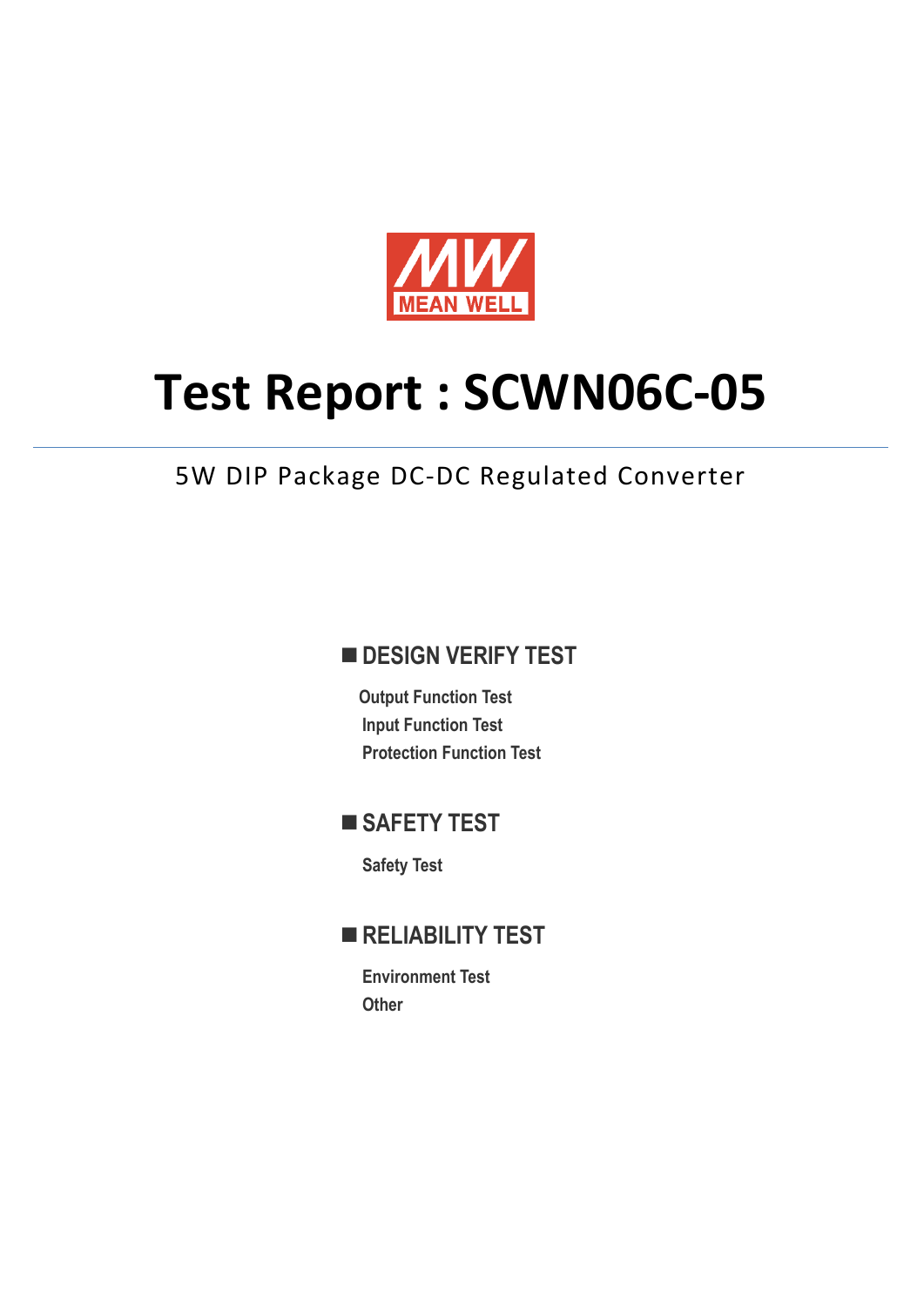MEAN WELL

# Test Report : SCWN06C-05

5W DIP Package DC-DC Regulated Converter

## ■ DESIGN VERIFY TEST

Output Function Test

Input Function Test

Protection Function Test

## ■ SAFETY TEST

Safety Test

## ■ RELIABILITY TEST

Environment Test

Other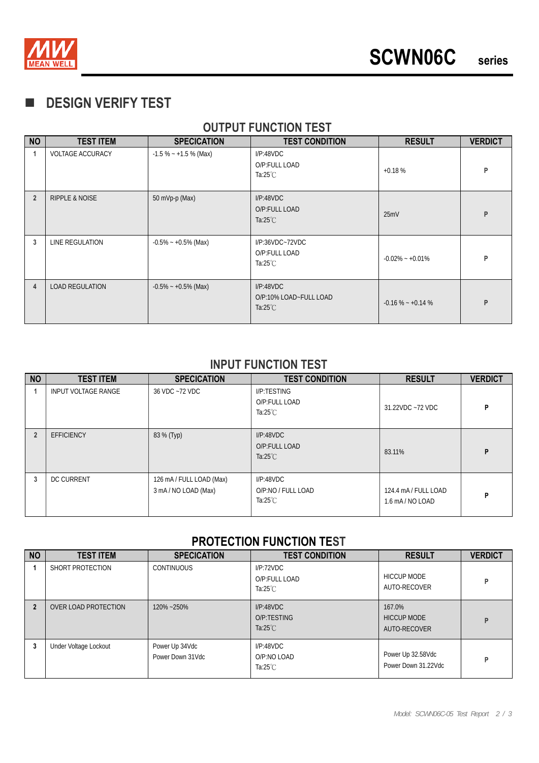# DESIGN VERIFY TEST

## OUTPUT FUNCTION TEST

| NO | TEST ITEM | SPECICATION | TEST CONDITION | RESULT | VERDICT |
|---|---|---|---|---|---|
| 1 | VOLTAGE ACCURACY | -1.5 % ~ +1.5 % (Max) | I/P:48VDC<br>O/P:FULL LOAD<br>Ta:25℃ | +0.18 % | P |
| 2 | RIPPLE & NOISE | 50 mVp-p (Max) | I/P:48VDC<br>O/P:FULL LOAD<br>Ta:25℃ | 25mV | P |
| 3 | LINE REGULATION | -0.5% ~ +0.5% (Max) | I/P:36VDC~72VDC<br>O/P:FULL LOAD<br>Ta:25℃ | -0.02% ~ +0.01% | P |
| 4 | LOAD REGULATION | -0.5% ~ +0.5% (Max) | I/P:48VDC<br>O/P:10% LOAD~FULL LOAD<br>Ta:25℃ | -0.16 % ~ +0.14 % | P |

## INPUT FUNCTION TEST

| NO | TEST ITEM | SPECICATION | TEST CONDITION | RESULT | VERDICT |
|---|---|---|---|---|---|
| 1 | INPUT VOLTAGE RANGE | 36 VDC ~72 VDC | I/P:TESTING<br>O/P:FULL LOAD<br>Ta:25℃ | 31.22VDC ~72 VDC | P |
| 2 | EFFICIENCY | 83 % (Typ) | I/P:48VDC<br>O/P:FULL LOAD<br>Ta:25℃ | 83.11% | P |
| 3 | DC CURRENT | 126 mA / FULL LOAD (Max)<br>3 mA / NO LOAD (Max) | I/P:48VDC<br>O/P:NO / FULL LOAD<br>Ta:25℃ | 124.4 mA / FULL LOAD<br>1.6 mA / NO LOAD | P |

## PROTECTION FUNCTION TEST

| NO | TEST ITEM | SPECICATION | TEST CONDITION | RESULT | VERDICT |
|---|---|---|---|---|---|
| 1 | SHORT PROTECTION | CONTINUOUS | I/P:72VDC<br>O/P:FULL LOAD<br>Ta:25℃ | HICCUP MODE<br>AUTO-RECOVER | P |
| 2 | OVER LOAD PROTECTION | 120% ~250% | I/P:48VDC<br>O/P:TESTING<br>Ta:25℃ | 167.0%<br>HICCUP MODE<br>AUTO-RECOVER | P |
| 3 | Under Voltage Lockout | Power Up 34Vdc<br>Power Down 31Vdc | I/P:48VDC<br>O/P:NO LOAD<br>Ta:25℃ | Power Up 32.58Vdc<br>Power Down 31.22Vdc | P |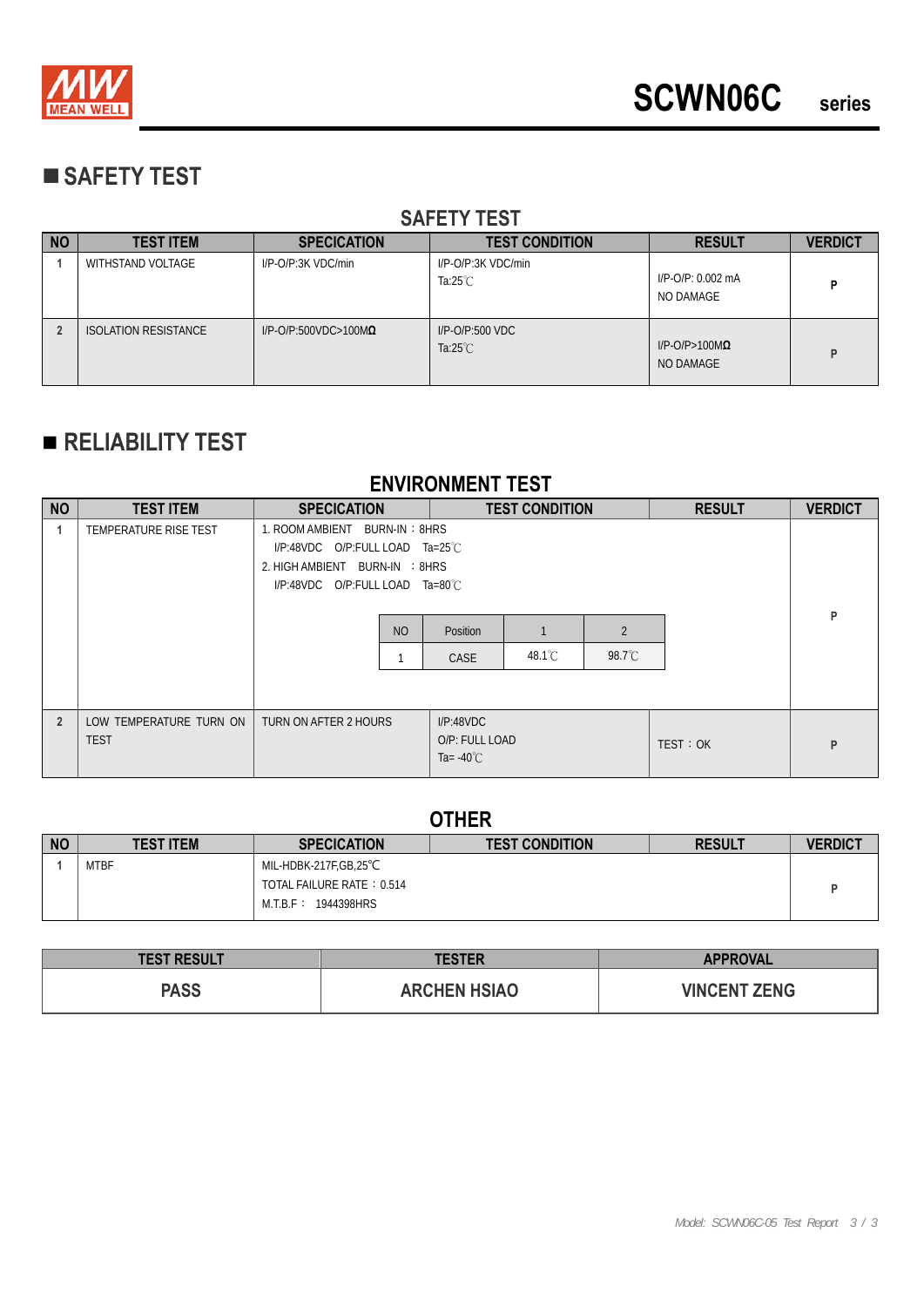# SCWN06C series

## ■ SAFETY TEST

### SAFETY TEST

| NO | TEST ITEM | SPECICATION | TEST CONDITION | RESULT | VERDICT |
|---|---|---|---|---|---|
| 1 | WITHSTAND VOLTAGE | I/P-O/P:3K VDC/min | I/P-O/P:3K VDC/min<br>Ta:25℃ | I/P-O/P: 0.002 mA<br>NO DAMAGE | P |
| 2 | ISOLATION RESISTANCE | I/P-O/P:500VDC>100MΩ | I/P-O/P:500 VDC<br>Ta:25℃ | I/P-O/P>100MΩ<br>NO DAMAGE | P |

## ■ RELIABILITY TEST

### ENVIRONMENT TEST

| NO | TEST ITEM | SPECICATION | TEST CONDITION | RESULT | VERDICT |
|---|---|---|---|---|---|
| 1 | TEMPERATURE RISE TEST | 1. ROOM AMBIENT BURN-IN：8HRS<br>I/P:48VDC O/P:FULL LOAD Ta=25℃<br>2. HIGH AMBIENT BURN-IN ：8HRS<br>I/P:48VDC O/P:FULL LOAD Ta=80℃ | | | P |
| 2 | LOW TEMPERATURE TURN ON TEST | TURN ON AFTER 2 HOURS | I/P:48VDC<br>O/P: FULL LOAD<br>Ta= -40℃ | TEST：OK | P |

| NO | Position | 1 | 2 |
|---|---|---|---|
| 1 | CASE | 48.1℃ | 98.7℃ |

### OTHER

| NO | TEST ITEM | SPECICATION | TEST CONDITION | RESULT | VERDICT |
|---|---|---|---|---|---|
| 1 | MTBF | MIL-HDBK-217F,GB,25℃<br>TOTAL FAILURE RATE：0.514<br>M.T.B.F： 1944398HRS | | | P |

| TEST RESULT | TESTER | APPROVAL |
|---|---|---|
| PASS | ARCHEN HSIAO | VINCENT ZENG |

*Model: SCWN06C-05 Test Report*